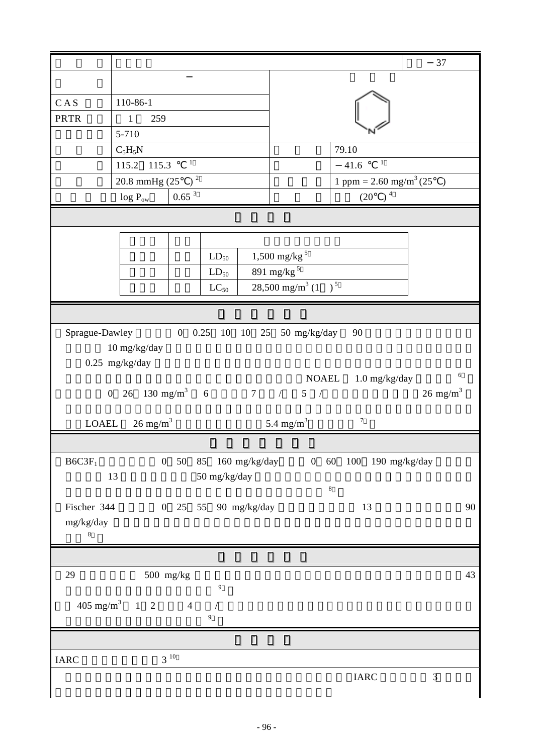| | | | | |
|---|---|---|---|---|
| | | | | −37 |
| | − | | | |
| CAS | 110-86-1 | | | |
| PRTR | 1 259 | | | |
| | 5-710 | | | |
| | $C_5H_5N$ | | | 79.10 |
| | 115.2 115.3 ℃[1] | | | −41.6 ℃[1] |
| | 20.8 mmHg (25℃)[2] | | | 1 ppm = 2.60 mg/m$^3$ (25℃) |
| | log $P_{ow}$ 0.65[3] | | | (20℃)[4] |

| | | | |
|---|---|---|---|
| | | | |
| | | $LD_{50}$ | 1,500 mg/kg[5] |
| | | $LD_{50}$ | 891 mg/kg[5] |
| | | $LC_{50}$ | 28,500 mg/m$^3$ (1 )[5] |

Sprague-Dawley 0 0.25 10 10 25 50 mg/kg/day 90

10 mg/kg/day

0.25 mg/kg/day

NOAEL 1.0 mg/kg/day [6]

0 26 130 mg/m$^3$ 6 7 / 5 / 26 mg/m$^3$

LOAEL 26 mg/m$^3$ 5.4 mg/m$^3$ [7]

$B6C3F_1$ 0 50 85 160 mg/kg/day 0 60 100 190 mg/kg/day

13 50 mg/kg/day

[8]

Fischer 344 0 25 55 90 mg/kg/day 13 90 mg/kg/day

[8]

29 500 mg/kg 43

[9]

405 mg/m$^3$ 1 2 4 /

[9]

IARC 3[10]

IARC 3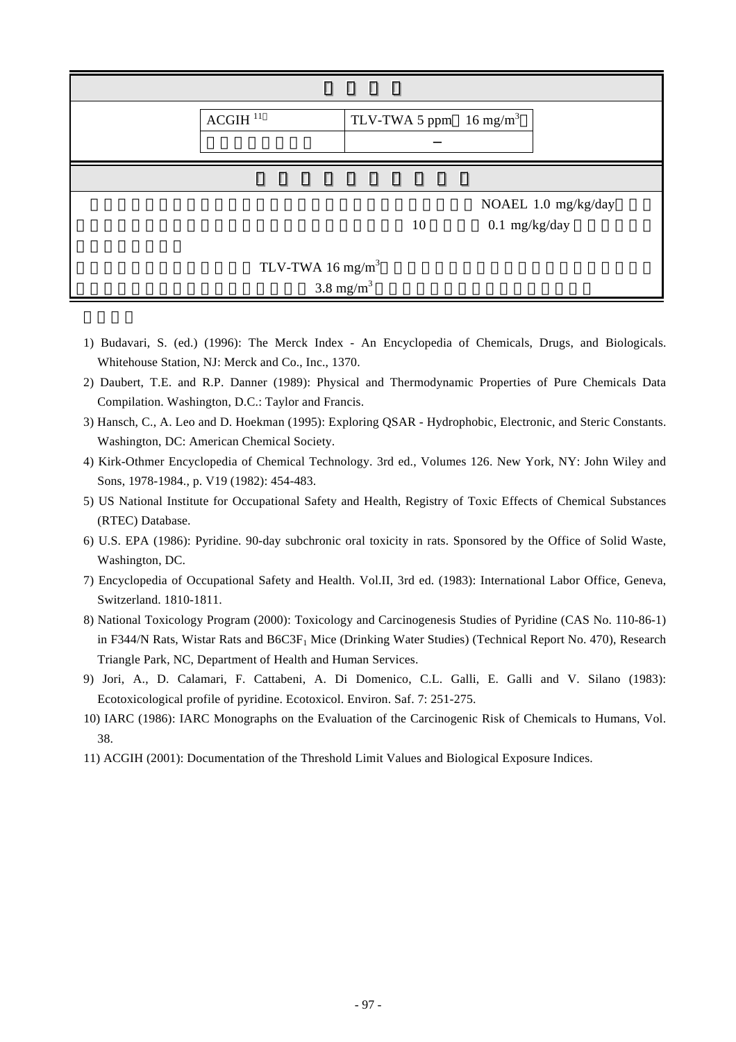| | |
|---|---|
| ACGIH [11] | TLV-TWA 5 ppm 16 mg/m$^3$ |
| | − |

NOAEL 1.0 mg/kg/day

10 0.1 mg/kg/day

TLV-TWA 16 mg/m$^3$

3.8 mg/m$^3$

1) Budavari, S. (ed.) (1996): The Merck Index - An Encyclopedia of Chemicals, Drugs, and Biologicals. Whitehouse Station, NJ: Merck and Co., Inc., 1370.
2) Daubert, T.E. and R.P. Danner (1989): Physical and Thermodynamic Properties of Pure Chemicals Data Compilation. Washington, D.C.: Taylor and Francis.
3) Hansch, C., A. Leo and D. Hoekman (1995): Exploring QSAR - Hydrophobic, Electronic, and Steric Constants. Washington, DC: American Chemical Society.
4) Kirk-Othmer Encyclopedia of Chemical Technology. 3rd ed., Volumes 126. New York, NY: John Wiley and Sons, 1978-1984., p. V19 (1982): 454-483.
5) US National Institute for Occupational Safety and Health, Registry of Toxic Effects of Chemical Substances (RTEC) Database.
6) U.S. EPA (1986): Pyridine. 90-day subchronic oral toxicity in rats. Sponsored by the Office of Solid Waste, Washington, DC.
7) Encyclopedia of Occupational Safety and Health. Vol.II, 3rd ed. (1983): International Labor Office, Geneva, Switzerland. 1810-1811.
8) National Toxicology Program (2000): Toxicology and Carcinogenesis Studies of Pyridine (CAS No. 110-86-1) in F344/N Rats, Wistar Rats and B6C3F$_1$ Mice (Drinking Water Studies) (Technical Report No. 470), Research Triangle Park, NC, Department of Health and Human Services.
9) Jori, A., D. Calamari, F. Cattabeni, A. Di Domenico, C.L. Galli, E. Galli and V. Silano (1983): Ecotoxicological profile of pyridine. Ecotoxicol. Environ. Saf. 7: 251-275.
10) IARC (1986): IARC Monographs on the Evaluation of the Carcinogenic Risk of Chemicals to Humans, Vol. 38.
11) ACGIH (2001): Documentation of the Threshold Limit Values and Biological Exposure Indices.